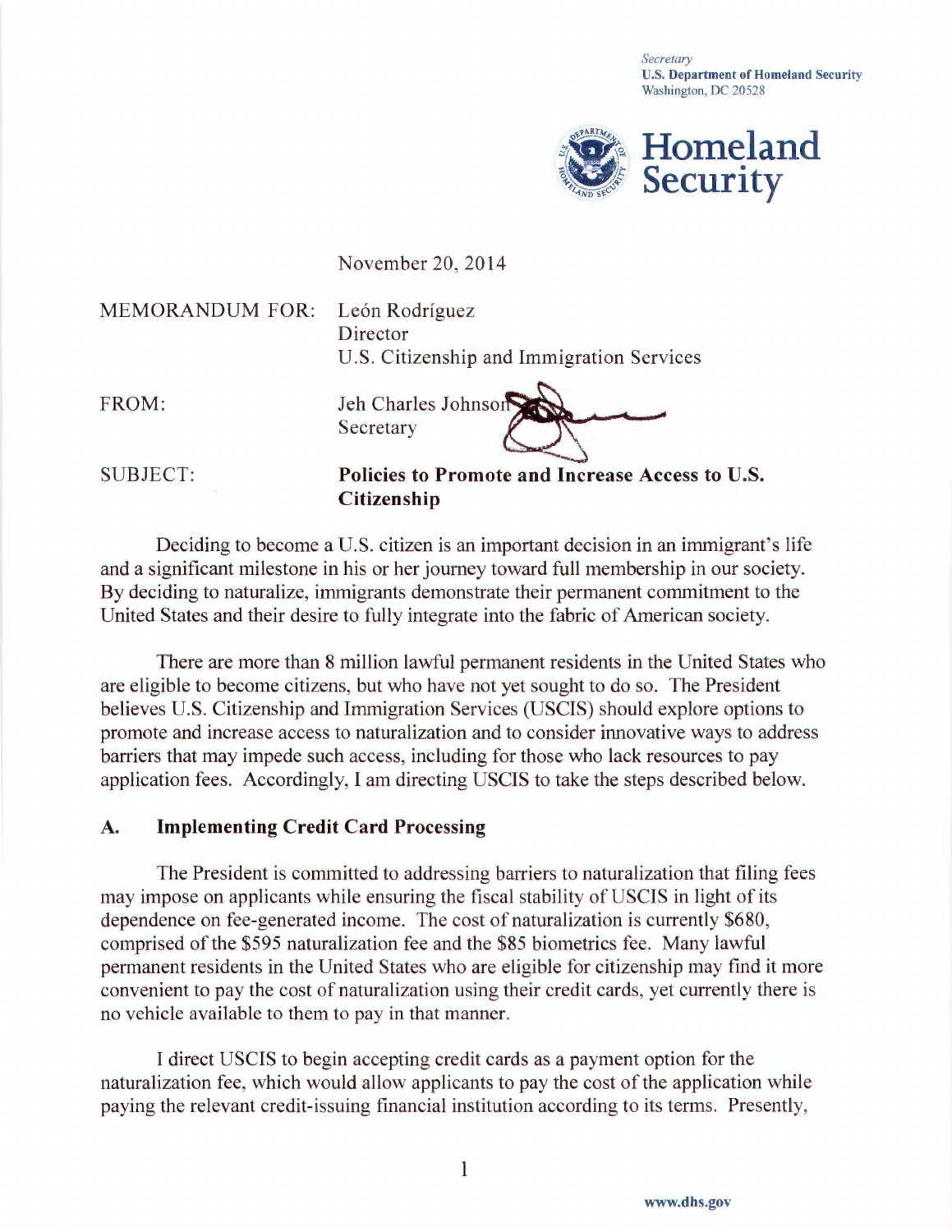*Secretary*
**U.S. Department of Homeland Security**
Washington, DC 20528

**Homeland Security**

November 20, 2014

MEMORANDUM FOR: León Rodríguez
Director
U.S. Citizenship and Immigration Services

FROM: Jeh Charles Johnson
Secretary

SUBJECT: **Policies to Promote and Increase Access to U.S. Citizenship**

Deciding to become a U.S. citizen is an important decision in an immigrant's life and a significant milestone in his or her journey toward full membership in our society. By deciding to naturalize, immigrants demonstrate their permanent commitment to the United States and their desire to fully integrate into the fabric of American society.

There are more than 8 million lawful permanent residents in the United States who are eligible to become citizens, but who have not yet sought to do so. The President believes U.S. Citizenship and Immigration Services (USCIS) should explore options to promote and increase access to naturalization and to consider innovative ways to address barriers that may impede such access, including for those who lack resources to pay application fees. Accordingly, I am directing USCIS to take the steps described below.

## A. Implementing Credit Card Processing

The President is committed to addressing barriers to naturalization that filing fees may impose on applicants while ensuring the fiscal stability of USCIS in light of its dependence on fee-generated income. The cost of naturalization is currently $680, comprised of the $595 naturalization fee and the $85 biometrics fee. Many lawful permanent residents in the United States who are eligible for citizenship may find it more convenient to pay the cost of naturalization using their credit cards, yet currently there is no vehicle available to them to pay in that manner.

I direct USCIS to begin accepting credit cards as a payment option for the naturalization fee, which would allow applicants to pay the cost of the application while paying the relevant credit-issuing financial institution according to its terms. Presently,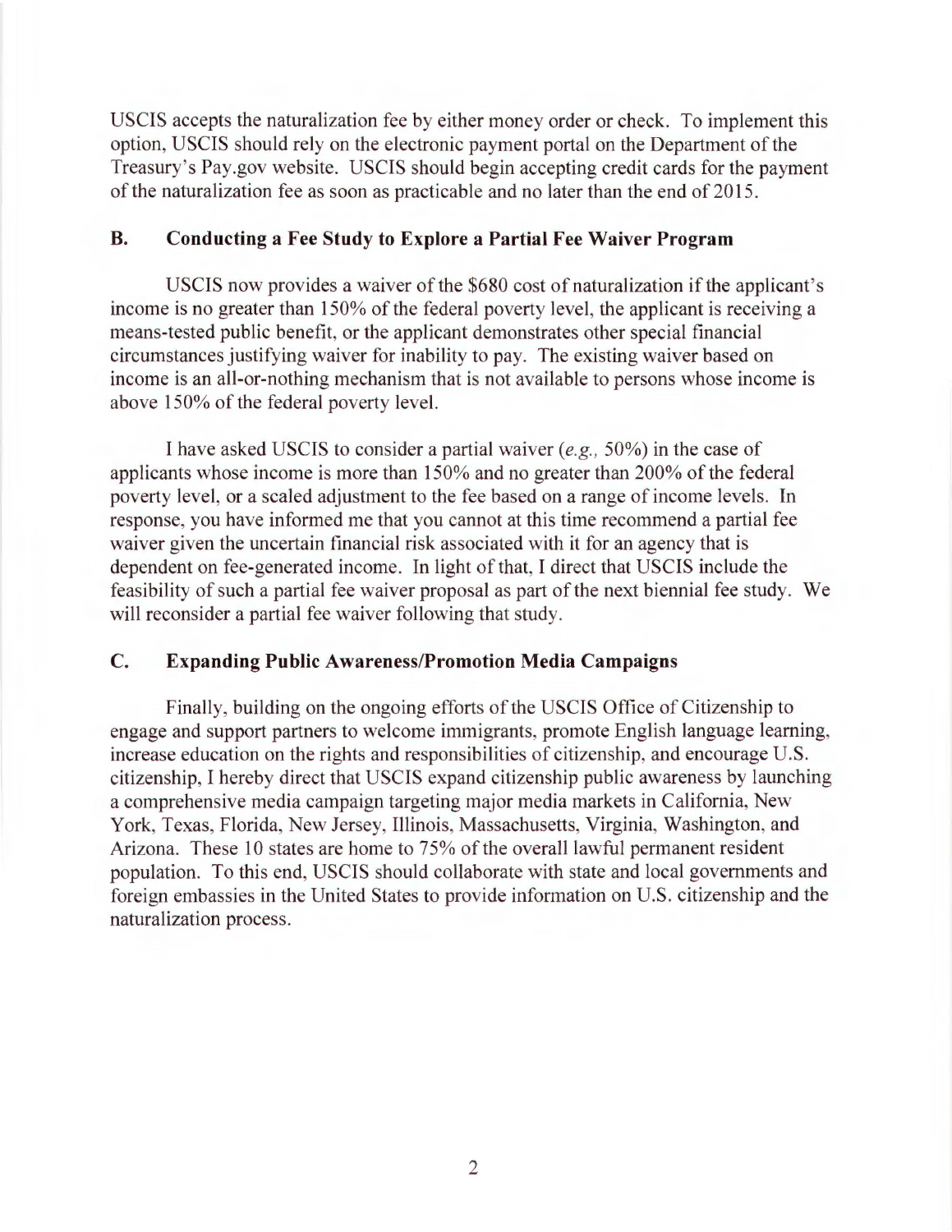USCIS accepts the naturalization fee by either money order or check. To implement this option, USCIS should rely on the electronic payment portal on the Department of the Treasury's Pay.gov website. USCIS should begin accepting credit cards for the payment of the naturalization fee as soon as practicable and no later than the end of 2015.

### B. Conducting a Fee Study to Explore a Partial Fee Waiver Program

USCIS now provides a waiver of the $680 cost of naturalization if the applicant's income is no greater than 150% of the federal poverty level, the applicant is receiving a means-tested public benefit, or the applicant demonstrates other special financial circumstances justifying waiver for inability to pay. The existing waiver based on income is an all-or-nothing mechanism that is not available to persons whose income is above 150% of the federal poverty level.

I have asked USCIS to consider a partial waiver (*e.g.*, 50%) in the case of applicants whose income is more than 150% and no greater than 200% of the federal poverty level, or a scaled adjustment to the fee based on a range of income levels. In response, you have informed me that you cannot at this time recommend a partial fee waiver given the uncertain financial risk associated with it for an agency that is dependent on fee-generated income. In light of that, I direct that USCIS include the feasibility of such a partial fee waiver proposal as part of the next biennial fee study. We will reconsider a partial fee waiver following that study.

### C. Expanding Public Awareness/Promotion Media Campaigns

Finally, building on the ongoing efforts of the USCIS Office of Citizenship to engage and support partners to welcome immigrants, promote English language learning, increase education on the rights and responsibilities of citizenship, and encourage U.S. citizenship, I hereby direct that USCIS expand citizenship public awareness by launching a comprehensive media campaign targeting major media markets in California, New York, Texas, Florida, New Jersey, Illinois, Massachusetts, Virginia, Washington, and Arizona. These 10 states are home to 75% of the overall lawful permanent resident population. To this end, USCIS should collaborate with state and local governments and foreign embassies in the United States to provide information on U.S. citizenship and the naturalization process.